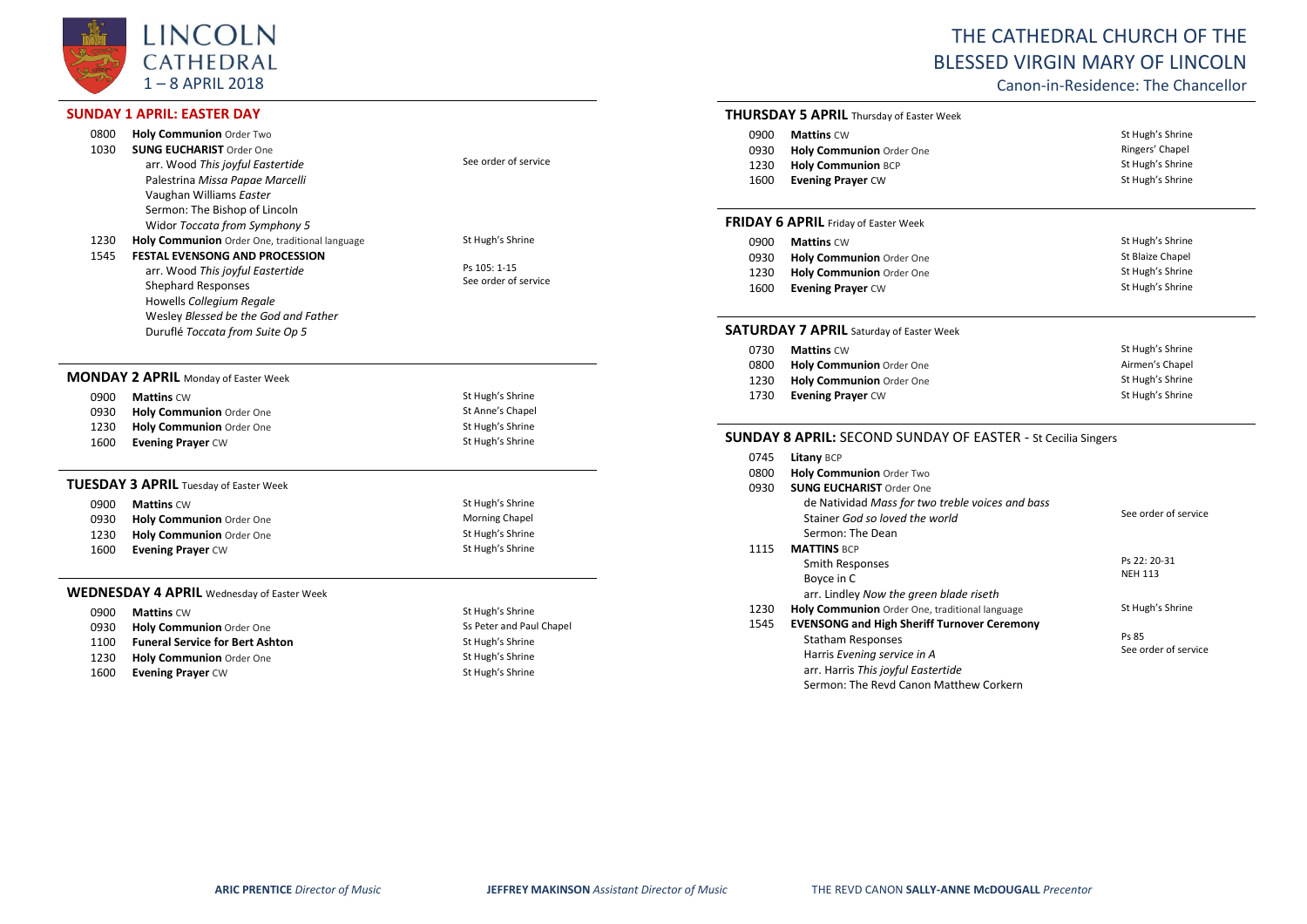# LINCOLN CATHEDRAL
1 – 8 APRIL 2018

# THE CATHEDRAL CHURCH OF THE BLESSED VIRGIN MARY OF LINCOLN

Canon-in-Residence: The Chancellor

## SUNDAY 1 APRIL: EASTER DAY

| | | |
|---|---|---|
| 0800 | **Holy Communion** Order Two | |
| 1030 | **SUNG EUCHARIST** Order One<br>arr. Wood *This joyful Eastertide*<br>Palestrina *Missa Papae Marcelli*<br>Vaughan Williams *Easter*<br>Sermon: The Bishop of Lincoln<br>Widor *Toccata from Symphony 5* | See order of service |
| 1230 | **Holy Communion** Order One, traditional language | St Hugh's Shrine |
| 1545 | **FESTAL EVENSONG AND PROCESSION**<br>arr. Wood *This joyful Eastertide*<br>Shephard Responses<br>Howells *Collegium Regale*<br>Wesley *Blessed be the God and Father*<br>Duruflé *Toccata from Suite Op 5* | Ps 105: 1-15<br>See order of service |

## MONDAY 2 APRIL Monday of Easter Week

| | | |
|---|---|---|
| 0900 | **Mattins** CW | St Hugh's Shrine |
| 0930 | **Holy Communion** Order One | St Anne's Chapel |
| 1230 | **Holy Communion** Order One | St Hugh's Shrine |
| 1600 | **Evening Prayer** CW | St Hugh's Shrine |

## TUESDAY 3 APRIL Tuesday of Easter Week

| | | |
|---|---|---|
| 0900 | **Mattins** CW | St Hugh's Shrine |
| 0930 | **Holy Communion** Order One | Morning Chapel |
| 1230 | **Holy Communion** Order One | St Hugh's Shrine |
| 1600 | **Evening Prayer** CW | St Hugh's Shrine |

## WEDNESDAY 4 APRIL Wednesday of Easter Week

| | | |
|---|---|---|
| 0900 | **Mattins** CW | St Hugh's Shrine |
| 0930 | **Holy Communion** Order One | Ss Peter and Paul Chapel |
| 1100 | **Funeral Service for Bert Ashton** | St Hugh's Shrine |
| 1230 | **Holy Communion** Order One | St Hugh's Shrine |
| 1600 | **Evening Prayer** CW | St Hugh's Shrine |

## THURSDAY 5 APRIL Thursday of Easter Week

| | | |
|---|---|---|
| 0900 | **Mattins** CW | St Hugh's Shrine |
| 0930 | **Holy Communion** Order One | Ringers' Chapel |
| 1230 | **Holy Communion** BCP | St Hugh's Shrine |
| 1600 | **Evening Prayer** CW | St Hugh's Shrine |

## FRIDAY 6 APRIL Friday of Easter Week

| | | |
|---|---|---|
| 0900 | **Mattins** CW | St Hugh's Shrine |
| 0930 | **Holy Communion** Order One | St Blaize Chapel |
| 1230 | **Holy Communion** Order One | St Hugh's Shrine |
| 1600 | **Evening Prayer** CW | St Hugh's Shrine |

## SATURDAY 7 APRIL Saturday of Easter Week

| | | |
|---|---|---|
| 0730 | **Mattins** CW | St Hugh's Shrine |
| 0800 | **Holy Communion** Order One | Airmen's Chapel |
| 1230 | **Holy Communion** Order One | St Hugh's Shrine |
| 1730 | **Evening Prayer** CW | St Hugh's Shrine |

## SUNDAY 8 APRIL: SECOND SUNDAY OF EASTER - St Cecilia Singers

| | | |
|---|---|---|
| 0745 | **Litany** BCP | |
| 0800 | **Holy Communion** Order Two | |
| 0930 | **SUNG EUCHARIST** Order One<br>de Natividad *Mass for two treble voices and bass*<br>Stainer *God so loved the world*<br>Sermon: The Dean | See order of service |
| 1115 | **MATTINS** BCP<br>Smith Responses<br>Boyce in C<br>arr. Lindley *Now the green blade riseth* | Ps 22: 20-31<br>NEH 113 |
| 1230 | **Holy Communion** Order One, traditional language | St Hugh's Shrine |
| 1545 | **EVENSONG and High Sheriff Turnover Ceremony**<br>Statham Responses<br>Harris *Evening service in A*<br>arr. Harris *This joyful Eastertide*<br>Sermon: The Revd Canon Matthew Corkern | Ps 85<br>See order of service |

**ARIC PRENTICE** *Director of Music* **JEFFREY MAKINSON** *Assistant Director of Music* THE REVD CANON **SALLY-ANNE McDOUGALL** *Precentor*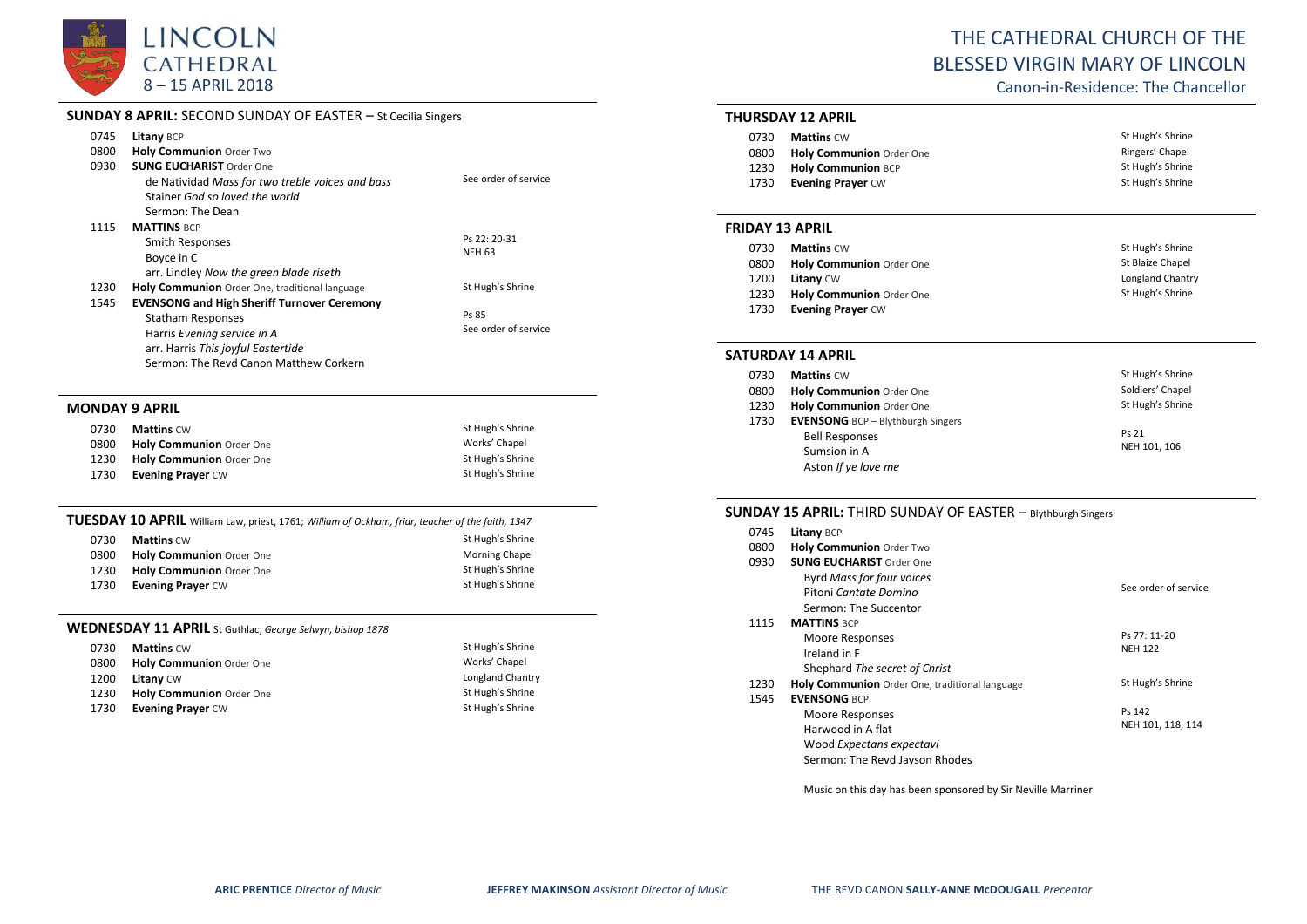# LINCOLN CATHEDRAL
8 – 15 APRIL 2018

# THE CATHEDRAL CHURCH OF THE BLESSED VIRGIN MARY OF LINCOLN
Canon-in-Residence: The Chancellor

## SUNDAY 8 APRIL: SECOND SUNDAY OF EASTER – St Cecilia Singers

| | | |
|---|---|---|
| 0745 | **Litany** BCP | |
| 0800 | **Holy Communion** Order Two | |
| 0930 | **SUNG EUCHARIST** Order One | |
| | de Natividad *Mass for two treble voices and bass* | See order of service |
| | Stainer *God so loved the world* | |
| | Sermon: The Dean | |
| 1115 | **MATTINS** BCP | |
| | Smith Responses | Ps 22: 20-31 |
| | Boyce in C | NEH 63 |
| | arr. Lindley *Now the green blade riseth* | |
| 1230 | **Holy Communion** Order One, traditional language | St Hugh's Shrine |
| 1545 | **EVENSONG and High Sheriff Turnover Ceremony** | |
| | Statham Responses | Ps 85 |
| | Harris *Evening service in A* | See order of service |
| | arr. Harris *This joyful Eastertide* | |
| | Sermon: The Revd Canon Matthew Corkern | |

## MONDAY 9 APRIL

| | | |
|---|---|---|
| 0730 | **Mattins** CW | St Hugh's Shrine |
| 0800 | **Holy Communion** Order One | Works' Chapel |
| 1230 | **Holy Communion** Order One | St Hugh's Shrine |
| 1730 | **Evening Prayer** CW | St Hugh's Shrine |

## TUESDAY 10 APRIL William Law, priest, 1761; *William of Ockham, friar, teacher of the faith, 1347*

| | | |
|---|---|---|
| 0730 | **Mattins** CW | St Hugh's Shrine |
| 0800 | **Holy Communion** Order One | Morning Chapel |
| 1230 | **Holy Communion** Order One | St Hugh's Shrine |
| 1730 | **Evening Prayer** CW | St Hugh's Shrine |

## WEDNESDAY 11 APRIL St Guthlac; *George Selwyn, bishop 1878*

| | | |
|---|---|---|
| 0730 | **Mattins** CW | St Hugh's Shrine |
| 0800 | **Holy Communion** Order One | Works' Chapel |
| 1200 | **Litany** CW | Longland Chantry |
| 1230 | **Holy Communion** Order One | St Hugh's Shrine |
| 1730 | **Evening Prayer** CW | St Hugh's Shrine |

## THURSDAY 12 APRIL

| | | |
|---|---|---|
| 0730 | **Mattins** CW | St Hugh's Shrine |
| 0800 | **Holy Communion** Order One | Ringers' Chapel |
| 1230 | **Holy Communion** BCP | St Hugh's Shrine |
| 1730 | **Evening Prayer** CW | St Hugh's Shrine |

## FRIDAY 13 APRIL

| | | |
|---|---|---|
| 0730 | **Mattins** CW | St Hugh's Shrine |
| 0800 | **Holy Communion** Order One | St Blaize Chapel |
| 1200 | **Litany** CW | Longland Chantry |
| 1230 | **Holy Communion** Order One | St Hugh's Shrine |
| 1730 | **Evening Prayer** CW | |

## SATURDAY 14 APRIL

| | | |
|---|---|---|
| 0730 | **Mattins** CW | St Hugh's Shrine |
| 0800 | **Holy Communion** Order One | Soldiers' Chapel |
| 1230 | **Holy Communion** Order One | St Hugh's Shrine |
| 1730 | **EVENSONG** BCP – Blythburgh Singers | |
| | Bell Responses | Ps 21 |
| | Sumsion in A | NEH 101, 106 |
| | Aston *If ye love me* | |

## SUNDAY 15 APRIL: THIRD SUNDAY OF EASTER – Blythburgh Singers

| | | |
|---|---|---|
| 0745 | **Litany** BCP | |
| 0800 | **Holy Communion** Order Two | |
| 0930 | **SUNG EUCHARIST** Order One | |
| | Byrd *Mass for four voices* | |
| | Pitoni *Cantate Domino* | See order of service |
| | Sermon: The Succentor | |
| 1115 | **MATTINS** BCP | |
| | Moore Responses | Ps 77: 11-20 |
| | Ireland in F | NEH 122 |
| | Shephard *The secret of Christ* | |
| 1230 | **Holy Communion** Order One, traditional language | St Hugh's Shrine |
| 1545 | **EVENSONG** BCP | |
| | Moore Responses | Ps 142 |
| | Harwood in A flat | NEH 101, 118, 114 |
| | Wood *Expectans expectavi* | |
| | Sermon: The Revd Jayson Rhodes | |

Music on this day has been sponsored by Sir Neville Marriner

**ARIC PRENTICE** *Director of Music* **JEFFREY MAKINSON** *Assistant Director of Music* THE REVD CANON **SALLY-ANNE McDOUGALL** *Precentor*